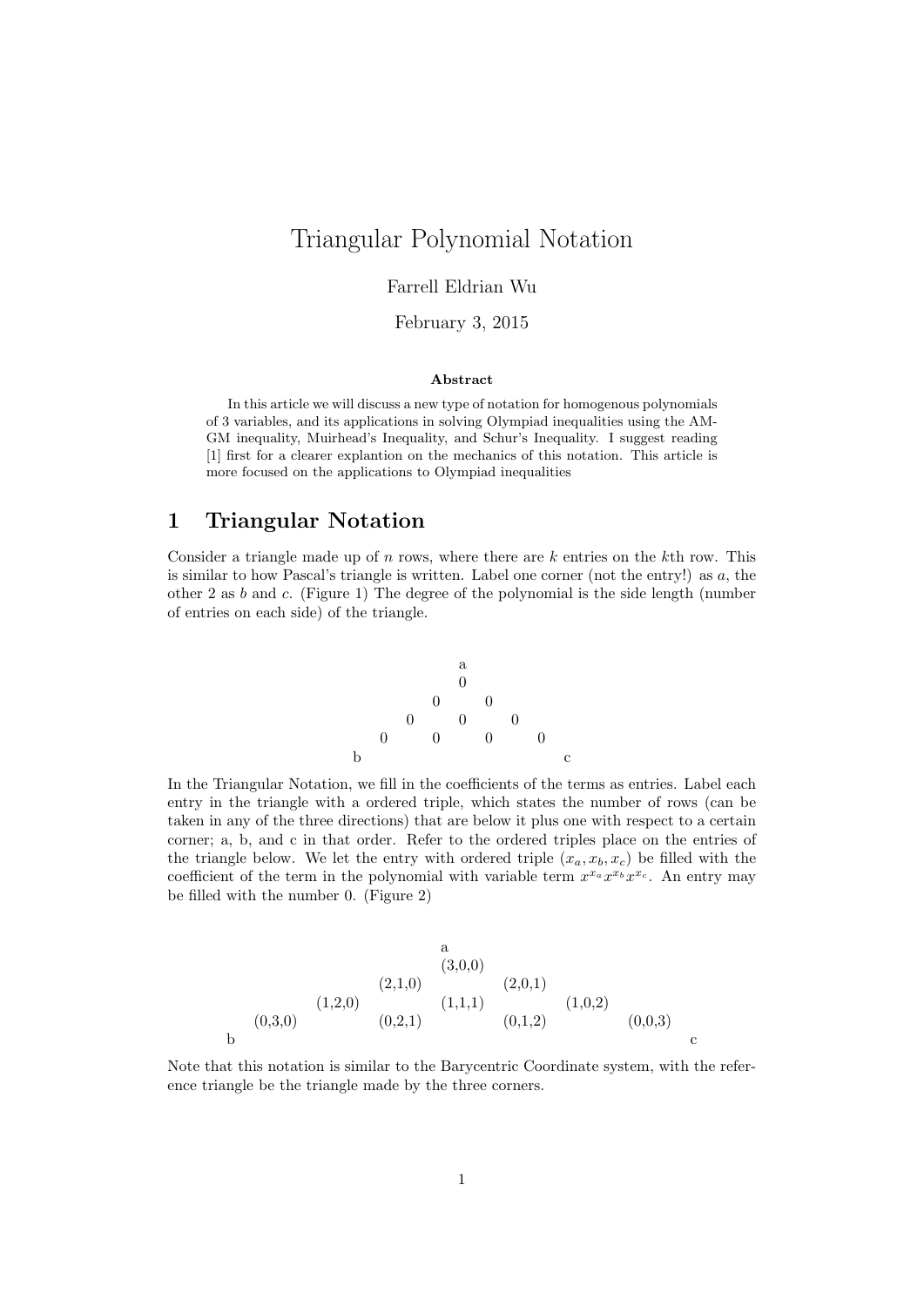# Triangular Polynomial Notation

Farrell Eldrian Wu

February 3, 2015

**Abstract**

In this article we will discuss a new type of notation for homogenous polynomials of 3 variables, and its applications in solving Olympiad inequalities using the AM-GM inequality, Muirhead's Inequality, and Schur's Inequality. I suggest reading [1] first for a clearer explantion on the mechanics of this notation. This article is more focused on the applications to Olympiad inequalities

## 1 Triangular Notation

Consider a triangle made up of $n$ rows, where there are $k$ entries on the $k$th row. This is similar to how Pascal's triangle is written. Label one corner (not the entry!) as $a$, the other 2 as $b$ and $c$. (Figure 1) The degree of the polynomial is the side length (number of entries on each side) of the triangle.

```
              a
              0
           0     0
        0     0     0
     0     0     0     0
  b                       c
```

In the Triangular Notation, we fill in the coefficients of the terms as entries. Label each entry in the triangle with a ordered triple, which states the number of rows (can be taken in any of the three directions) that are below it plus one with respect to a certain corner; a, b, and c in that order. Refer to the ordered triples place on the entries of the triangle below. We let the entry with ordered triple $(x_a, x_b, x_c)$ be filled with the coefficient of the term in the polynomial with variable term $x^{x_a}x^{x_b}x^{x_c}$. An entry may be filled with the number 0. (Figure 2)

```
                              a
                           (3,0,0)
                (2,1,0)               (2,0,1)
      (1,2,0)              (1,1,1)               (1,0,2)
(0,3,0)         (0,2,1)               (0,1,2)               (0,0,3)
b                                                                   c
```

Note that this notation is similar to the Barycentric Coordinate system, with the reference triangle be the triangle made by the three corners.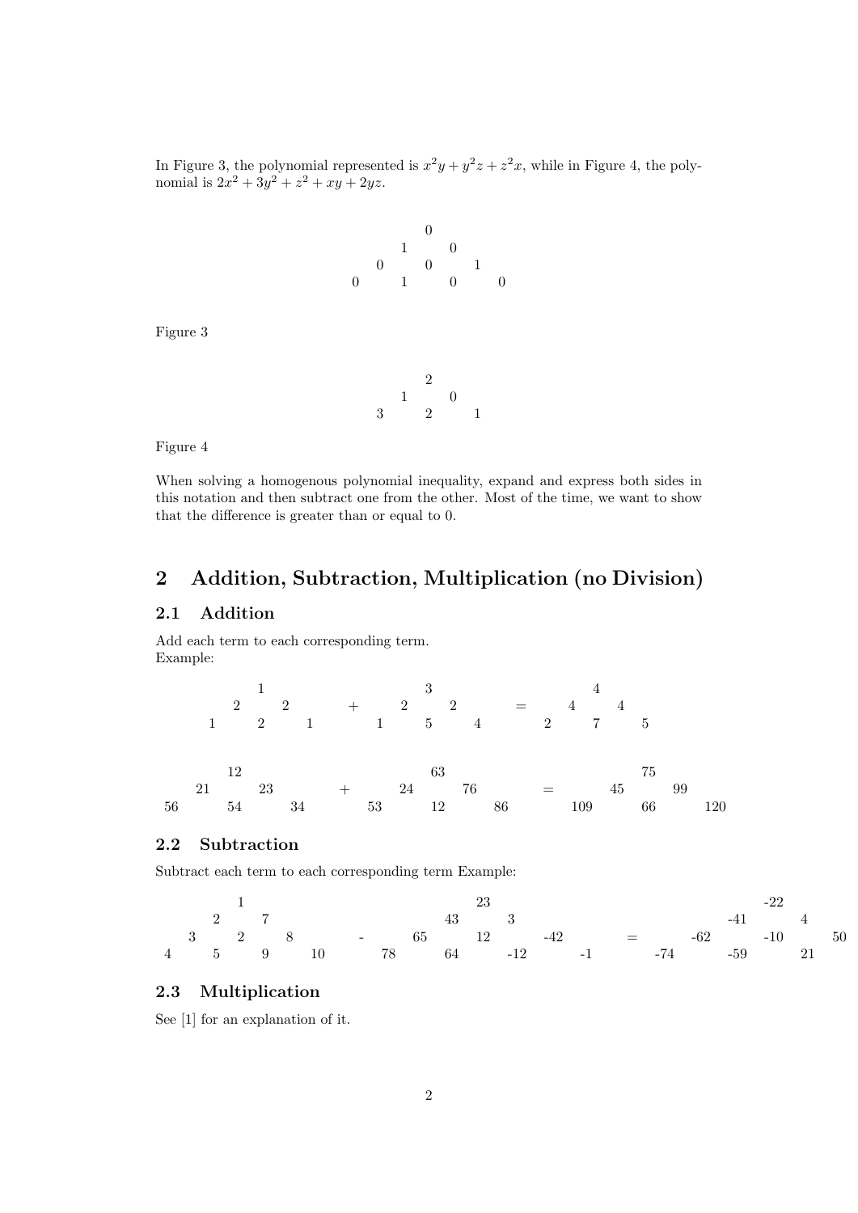In Figure 3, the polynomial represented is $x^2y + y^2z + z^2x$, while in Figure 4, the polynomial is $2x^2 + 3y^2 + z^2 + xy + 2yz$.

$$
\begin{array}{ccccccc}
 & & & 0 & & & \\
 & & 1 & & 0 & & \\
 & 0 & & 0 & & 1 & \\
0 & & 1 & & 0 & & 0
\end{array}
$$

Figure 3

$$
\begin{array}{ccccc}
 & & 2 & & \\
 & 1 & & 0 & \\
3 & & 2 & & 1
\end{array}
$$

Figure 4

When solving a homogenous polynomial inequality, expand and express both sides in this notation and then subtract one from the other. Most of the time, we want to show that the difference is greater than or equal to 0.

## 2 Addition, Subtraction, Multiplication (no Division)

### 2.1 Addition

Add each term to each corresponding term.
Example:

$$
\begin{array}{ccccc}
 & & 1 & & \\
 & 2 & & 2 & \\
1 & & 2 & & 1
\end{array}
\quad + \quad
\begin{array}{ccccc}
 & & 3 & & \\
 & 2 & & 2 & \\
1 & & 5 & & 4
\end{array}
\quad = \quad
\begin{array}{ccccc}
 & & 4 & & \\
 & 4 & & 4 & \\
2 & & 7 & & 5
\end{array}
$$

$$
\begin{array}{ccccc}
 & & 12 & & \\
 & 21 & & 23 & \\
56 & & 54 & & 34
\end{array}
\quad + \quad
\begin{array}{ccccc}
 & & 63 & & \\
 & 24 & & 76 & \\
53 & & 12 & & 86
\end{array}
\quad = \quad
\begin{array}{ccccc}
 & & 75 & & \\
 & 45 & & 99 & \\
109 & & 66 & & 120
\end{array}
$$

### 2.2 Subtraction

Subtract each term to each corresponding term Example:

$$
\begin{array}{ccccccc}
 & & & 1 & & & \\
 & & 2 & & 7 & & \\
 & 3 & & 2 & & 8 & \\
4 & & 5 & & 9 & & 10
\end{array}
\quad - \quad
\begin{array}{ccccccc}
 & & & 23 & & & \\
 & & 43 & & 3 & & \\
 & 65 & & 12 & & -42 & \\
78 & & 64 & & -12 & & -1
\end{array}
\quad = \quad
\begin{array}{ccccccc}
 & & & -22 & & & \\
 & & -41 & & 4 & & \\
 & -62 & & -10 & & 50 & \\
-74 & & -59 & & 21 & &
\end{array}
$$

### 2.3 Multiplication

See [1] for an explanation of it.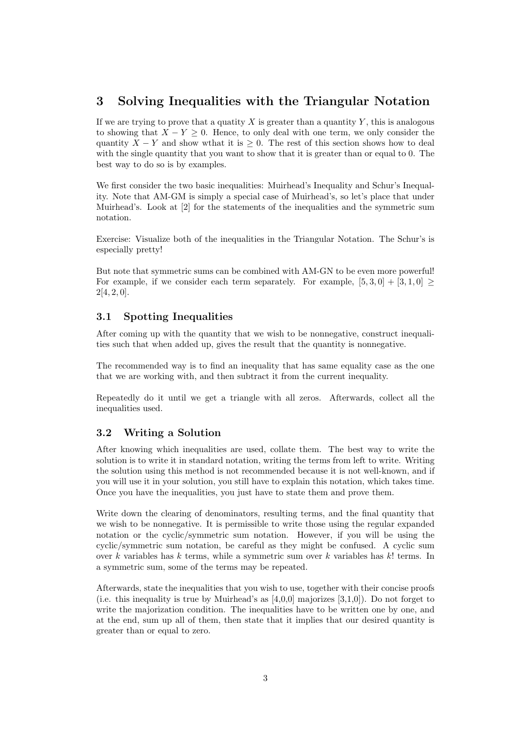## 3 Solving Inequalities with the Triangular Notation

If we are trying to prove that a quatity $X$ is greater than a quantity $Y$, this is analogous to showing that $X - Y \geq 0$. Hence, to only deal with one term, we only consider the quantity $X - Y$ and show wthat it is $\geq 0$. The rest of this section shows how to deal with the single quantity that you want to show that it is greater than or equal to 0. The best way to do so is by examples.

We first consider the two basic inequalities: Muirhead's Inequality and Schur's Inequality. Note that AM-GM is simply a special case of Muirhead's, so let's place that under Muirhead's. Look at [2] for the statements of the inequalities and the symmetric sum notation.

Exercise: Visualize both of the inequalities in the Triangular Notation. The Schur's is especially pretty!

But note that symmetric sums can be combined with AM-GN to be even more powerful! For example, if we consider each term separately. For example, $[5, 3, 0] + [3, 1, 0] \geq 2[4, 2, 0]$.

### 3.1 Spotting Inequalities

After coming up with the quantity that we wish to be nonnegative, construct inequalities such that when added up, gives the result that the quantity is nonnegative.

The recommended way is to find an inequality that has same equality case as the one that we are working with, and then subtract it from the current inequality.

Repeatedly do it until we get a triangle with all zeros. Afterwards, collect all the inequalities used.

### 3.2 Writing a Solution

After knowing which inequalities are used, collate them. The best way to write the solution is to write it in standard notation, writing the terms from left to write. Writing the solution using this method is not recommended because it is not well-known, and if you will use it in your solution, you still have to explain this notation, which takes time. Once you have the inequalities, you just have to state them and prove them.

Write down the clearing of denominators, resulting terms, and the final quantity that we wish to be nonnegative. It is permissible to write those using the regular expanded notation or the cyclic/symmetric sum notation. However, if you will be using the cyclic/symmetric sum notation, be careful as they might be confused. A cyclic sum over $k$ variables has $k$ terms, while a symmetric sum over $k$ variables has $k!$ terms. In a symmetric sum, some of the terms may be repeated.

Afterwards, state the inequalities that you wish to use, together with their concise proofs (i.e. this inequality is true by Muirhead's as [4,0,0] majorizes [3,1,0]). Do not forget to write the majorization condition. The inequalities have to be written one by one, and at the end, sum up all of them, then state that it implies that our desired quantity is greater than or equal to zero.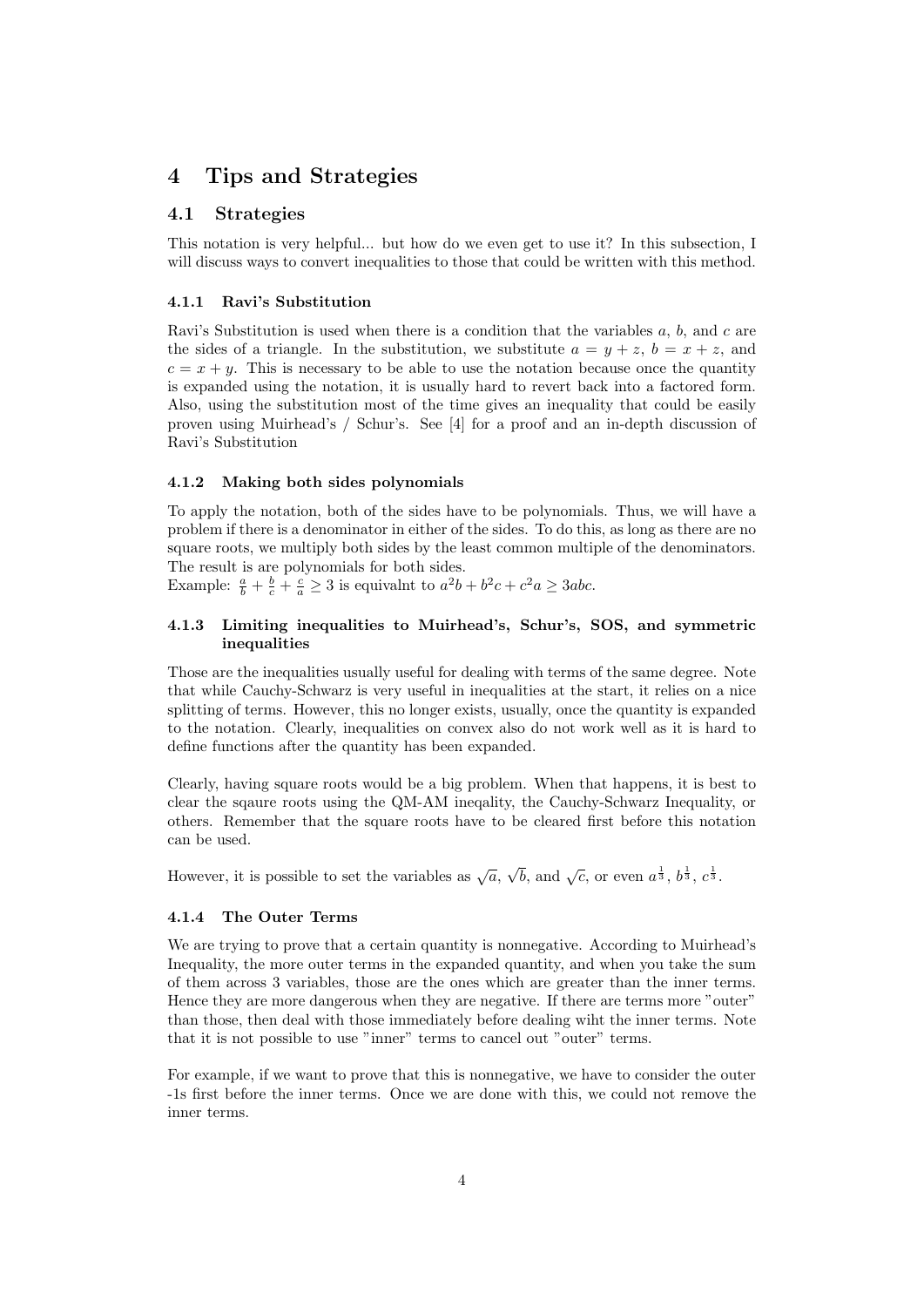# 4 Tips and Strategies

## 4.1 Strategies

This notation is very helpful... but how do we even get to use it? In this subsection, I will discuss ways to convert inequalities to those that could be written with this method.

### 4.1.1 Ravi's Substitution

Ravi's Substitution is used when there is a condition that the variables $a$, $b$, and $c$ are the sides of a triangle. In the substitution, we substitute $a = y + z$, $b = x + z$, and $c = x + y$. This is necessary to be able to use the notation because once the quantity is expanded using the notation, it is usually hard to revert back into a factored form. Also, using the substitution most of the time gives an inequality that could be easily proven using Muirhead's / Schur's. See [4] for a proof and an in-depth discussion of Ravi's Substitution

### 4.1.2 Making both sides polynomials

To apply the notation, both of the sides have to be polynomials. Thus, we will have a problem if there is a denominator in either of the sides. To do this, as long as there are no square roots, we multiply both sides by the least common multiple of the denominators. The result is are polynomials for both sides.
Example: $\frac{a}{b} + \frac{b}{c} + \frac{c}{a} \geq 3$ is equivalnt to $a^2b + b^2c + c^2a \geq 3abc$.

### 4.1.3 Limiting inequalities to Muirhead's, Schur's, SOS, and symmetric inequalities

Those are the inequalities usually useful for dealing with terms of the same degree. Note that while Cauchy-Schwarz is very useful in inequalities at the start, it relies on a nice splitting of terms. However, this no longer exists, usually, once the quantity is expanded to the notation. Clearly, inequalities on convex also do not work well as it is hard to define functions after the quantity has been expanded.

Clearly, having square roots would be a big problem. When that happens, it is best to clear the sqaure roots using the QM-AM ineqality, the Cauchy-Schwarz Inequality, or others. Remember that the square roots have to be cleared first before this notation can be used.

However, it is possible to set the variables as $\sqrt{a}$, $\sqrt{b}$, and $\sqrt{c}$, or even $a^{\frac{1}{3}}$, $b^{\frac{1}{3}}$, $c^{\frac{1}{3}}$.

### 4.1.4 The Outer Terms

We are trying to prove that a certain quantity is nonnegative. According to Muirhead's Inequality, the more outer terms in the expanded quantity, and when you take the sum of them across 3 variables, those are the ones which are greater than the inner terms. Hence they are more dangerous when they are negative. If there are terms more "outer" than those, then deal with those immediately before dealing wiht the inner terms. Note that it is not possible to use "inner" terms to cancel out "outer" terms.

For example, if we want to prove that this is nonnegative, we have to consider the outer -1s first before the inner terms. Once we are done with this, we could not remove the inner terms.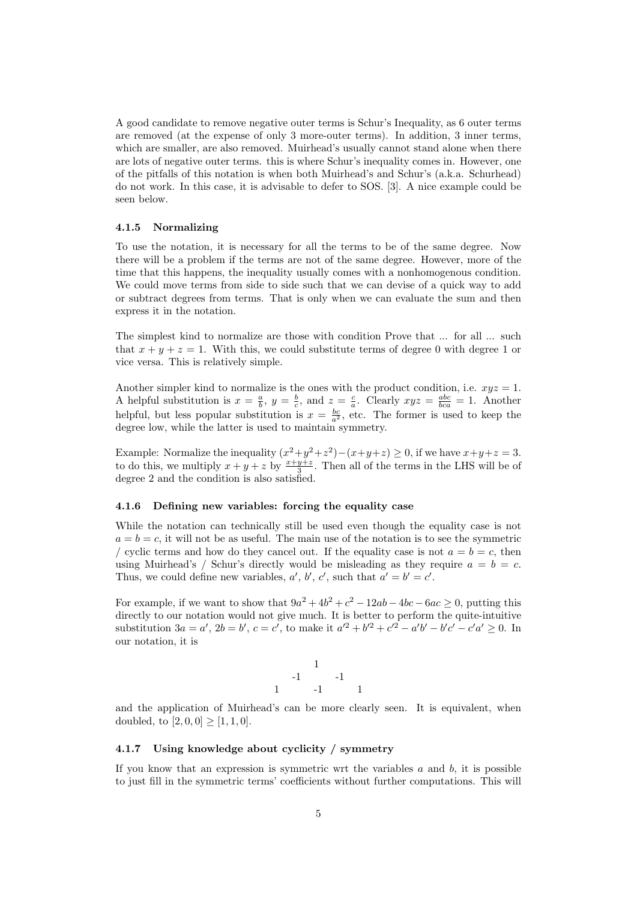A good candidate to remove negative outer terms is Schur's Inequality, as 6 outer terms are removed (at the expense of only 3 more-outer terms). In addition, 3 inner terms, which are smaller, are also removed. Muirhead's usually cannot stand alone when there are lots of negative outer terms. this is where Schur's inequality comes in. However, one of the pitfalls of this notation is when both Muirhead's and Schur's (a.k.a. Schurhead) do not work. In this case, it is advisable to defer to SOS. [3]. A nice example could be seen below.

### 4.1.5 Normalizing

To use the notation, it is necessary for all the terms to be of the same degree. Now there will be a problem if the terms are not of the same degree. However, more of the time that this happens, the inequality usually comes with a nonhomogenous condition. We could move terms from side to side such that we can devise of a quick way to add or subtract degrees from terms. That is only when we can evaluate the sum and then express it in the notation.

The simplest kind to normalize are those with condition Prove that ... for all ... such that $x + y + z = 1$. With this, we could substitute terms of degree 0 with degree 1 or vice versa. This is relatively simple.

Another simpler kind to normalize is the ones with the product condition, i.e. $xyz = 1$. A helpful substitution is $x = \frac{a}{b}$, $y = \frac{b}{c}$, and $z = \frac{c}{a}$. Clearly $xyz = \frac{abc}{bca} = 1$. Another helpful, but less popular substitution is $x = \frac{bc}{a^2}$, etc. The former is used to keep the degree low, while the latter is used to maintain symmetry.

Example: Normalize the inequality $(x^2+y^2+z^2)-(x+y+z) \geq 0$, if we have $x+y+z = 3$. to do this, we multiply $x + y + z$ by $\frac{x+y+z}{3}$. Then all of the terms in the LHS will be of degree 2 and the condition is also satisfied.

### 4.1.6 Defining new variables: forcing the equality case

While the notation can technically still be used even though the equality case is not $a = b = c$, it will not be as useful. The main use of the notation is to see the symmetric / cyclic terms and how do they cancel out. If the equality case is not $a = b = c$, then using Muirhead's / Schur's directly would be misleading as they require $a = b = c$. Thus, we could define new variables, $a'$, $b'$, $c'$, such that $a' = b' = c'$.

For example, if we want to show that $9a^2 + 4b^2 + c^2 - 12ab - 4bc - 6ac \geq 0$, putting this directly to our notation would not give much. It is better to perform the quite-intuitive substitution $3a = a'$, $2b = b'$, $c = c'$, to make it $a'^2 + b'^2 + c'^2 - a'b' - b'c' - c'a' \geq 0$. In our notation, it is

```
        1
    -1     -1
 1      -1      1
```

and the application of Muirhead's can be more clearly seen. It is equivalent, when doubled, to $[2, 0, 0] \geq [1, 1, 0]$.

### 4.1.7 Using knowledge about cyclicity / symmetry

If you know that an expression is symmetric wrt the variables $a$ and $b$, it is possible to just fill in the symmetric terms' coefficients without further computations. This will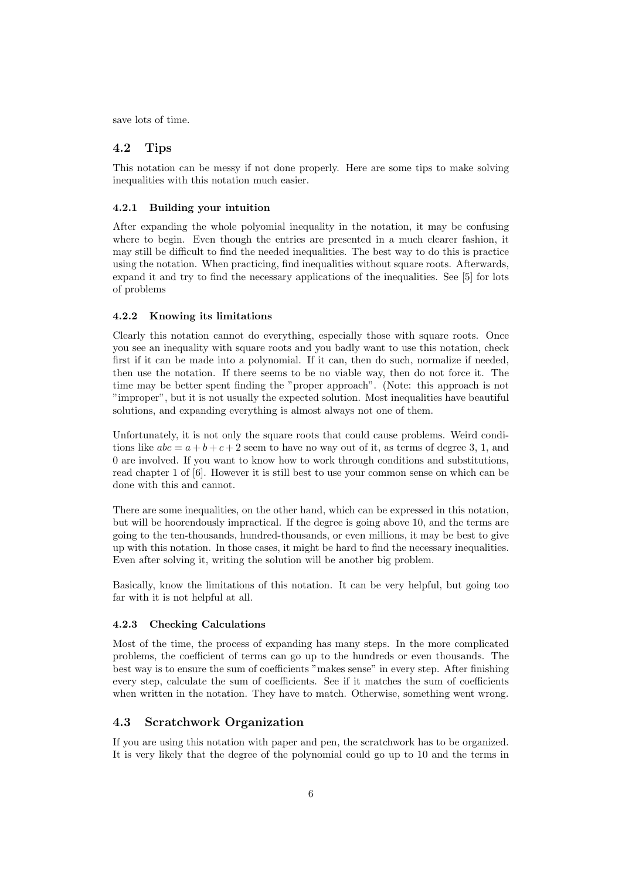save lots of time.

## 4.2 Tips

This notation can be messy if not done properly. Here are some tips to make solving inequalities with this notation much easier.

### 4.2.1 Building your intuition

After expanding the whole polyomial inequality in the notation, it may be confusing where to begin. Even though the entries are presented in a much clearer fashion, it may still be difficult to find the needed inequalities. The best way to do this is practice using the notation. When practicing, find inequalities without square roots. Afterwards, expand it and try to find the necessary applications of the inequalities. See [5] for lots of problems

### 4.2.2 Knowing its limitations

Clearly this notation cannot do everything, especially those with square roots. Once you see an inequality with square roots and you badly want to use this notation, check first if it can be made into a polynomial. If it can, then do such, normalize if needed, then use the notation. If there seems to be no viable way, then do not force it. The time may be better spent finding the "proper approach". (Note: this approach is not "improper", but it is not usually the expected solution. Most inequalities have beautiful solutions, and expanding everything is almost always not one of them.

Unfortunately, it is not only the square roots that could cause problems. Weird conditions like $abc = a + b + c + 2$ seem to have no way out of it, as terms of degree 3, 1, and 0 are involved. If you want to know how to work through conditions and substitutions, read chapter 1 of [6]. However it is still best to use your common sense on which can be done with this and cannot.

There are some inequalities, on the other hand, which can be expressed in this notation, but will be hoorendously impractical. If the degree is going above 10, and the terms are going to the ten-thousands, hundred-thousands, or even millions, it may be best to give up with this notation. In those cases, it might be hard to find the necessary inequalities. Even after solving it, writing the solution will be another big problem.

Basically, know the limitations of this notation. It can be very helpful, but going too far with it is not helpful at all.

### 4.2.3 Checking Calculations

Most of the time, the process of expanding has many steps. In the more complicated problems, the coefficient of terms can go up to the hundreds or even thousands. The best way is to ensure the sum of coefficients "makes sense" in every step. After finishing every step, calculate the sum of coefficients. See if it matches the sum of coefficients when written in the notation. They have to match. Otherwise, something went wrong.

## 4.3 Scratchwork Organization

If you are using this notation with paper and pen, the scratchwork has to be organized. It is very likely that the degree of the polynomial could go up to 10 and the terms in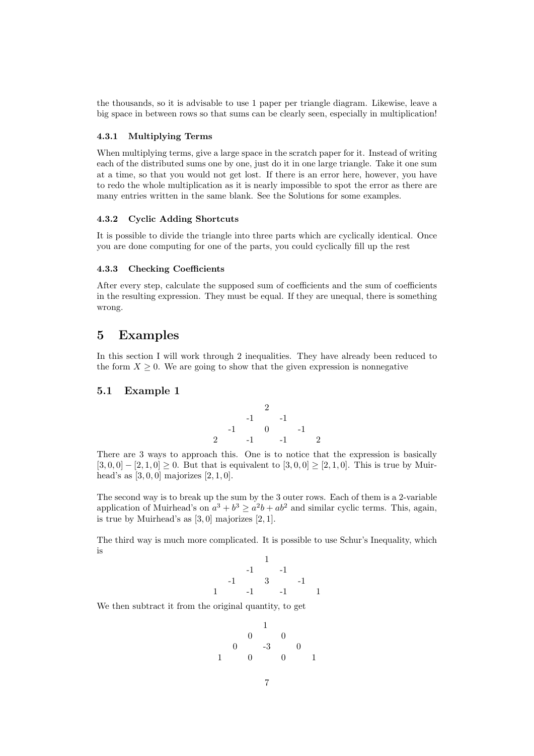the thousands, so it is advisable to use 1 paper per triangle diagram. Likewise, leave a big space in between rows so that sums can be clearly seen, especially in multiplication!

### 4.3.1 Multiplying Terms

When multiplying terms, give a large space in the scratch paper for it. Instead of writing each of the distributed sums one by one, just do it in one large triangle. Take it one sum at a time, so that you would not get lost. If there is an error here, however, you have to redo the whole multiplication as it is nearly impossible to spot the error as there are many entries written in the same blank. See the Solutions for some examples.

### 4.3.2 Cyclic Adding Shortcuts

It is possible to divide the triangle into three parts which are cyclically identical. Once you are done computing for one of the parts, you could cyclically fill up the rest

### 4.3.3 Checking Coefficients

After every step, calculate the supposed sum of coefficients and the sum of coefficients in the resulting expression. They must be equal. If they are unequal, there is something wrong.

# 5 Examples

In this section I will work through 2 inequalities. They have already been reduced to the form $X \geq 0$. We are going to show that the given expression is nonnegative

## 5.1 Example 1

```
         2
      -1    -1
   -1    0     -1
2     -1    -1     2
```

There are 3 ways to approach this. One is to notice that the expression is basically $[3, 0, 0] - [2, 1, 0] \geq 0$. But that is equivalent to $[3, 0, 0] \geq [2, 1, 0]$. This is true by Muirhead's as $[3, 0, 0]$ majorizes $[2, 1, 0]$.

The second way is to break up the sum by the 3 outer rows. Each of them is a 2-variable application of Muirhead's on $a^3 + b^3 \geq a^2b + ab^2$ and similar cyclic terms. This, again, is true by Muirhead's as $[3, 0]$ majorizes $[2, 1]$.

The third way is much more complicated. It is possible to use Schur's Inequality, which is

```
         1
      -1    -1
   -1    3     -1
1     -1    -1     1
```

We then subtract it from the original quantity, to get

```
         1
      0     0
   0    -3     0
1     0     0     1
```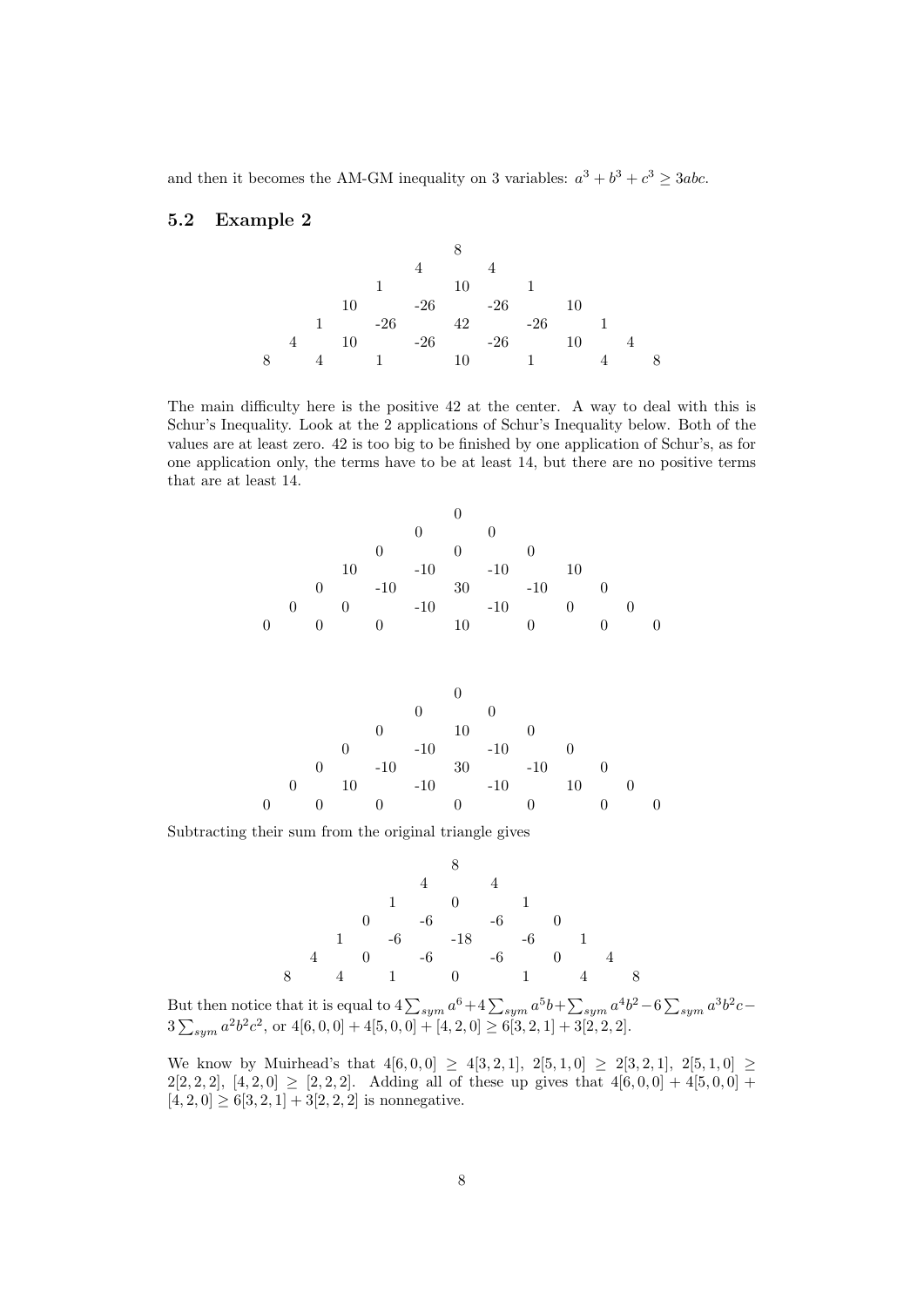and then it becomes the AM-GM inequality on 3 variables: $a^3 + b^3 + c^3 \geq 3abc$.

## 5.2 Example 2

```
                    8
                 4     4
              1    10     1
          10   -26    -26    10
        1   -26    42    -26    1
     4   10   -26    -26    10    4
  8    4    1     10     1     4    8
```

The main difficulty here is the positive 42 at the center. A way to deal with this is Schur's Inequality. Look at the 2 applications of Schur's Inequality below. Both of the values are at least zero. 42 is too big to be finished by one application of Schur's, as for one application only, the terms have to be at least 14, but there are no positive terms that are at least 14.

```
                    0
                 0     0
              0     0     0
          10   -10    -10    10
        0   -10    30    -10    0
     0    0   -10    -10     0    0
  0    0    0     10     0     0    0
```

```
                    0
                 0     0
              0    10     0
          0    -10    -10     0
        0   -10    30    -10    0
     0   10   -10    -10    10    0
  0    0    0     0      0     0    0
```

Subtracting their sum from the original triangle gives

```
                    8
                 4     4
              1     0     1
          0    -6     -6     0
        1    -6   -18    -6    1
     4    0    -6     -6     0    4
  8    4    1     0      1     4    8
```

But then notice that it is equal to $4\sum_{sym} a^6 + 4\sum_{sym} a^5 b + \sum_{sym} a^4 b^2 - 6\sum_{sym} a^3 b^2 c - 3\sum_{sym} a^2 b^2 c^2$, or $4[6,0,0] + 4[5,0,0] + [4,2,0] \geq 6[3,2,1] + 3[2,2,2]$.

We know by Muirhead's that $4[6,0,0] \geq 4[3,2,1]$, $2[5,1,0] \geq 2[3,2,1]$, $2[5,1,0] \geq 2[2,2,2]$, $[4,2,0] \geq [2,2,2]$. Adding all of these up gives that $4[6,0,0] + 4[5,0,0] + [4,2,0] \geq 6[3,2,1] + 3[2,2,2]$ is nonnegative.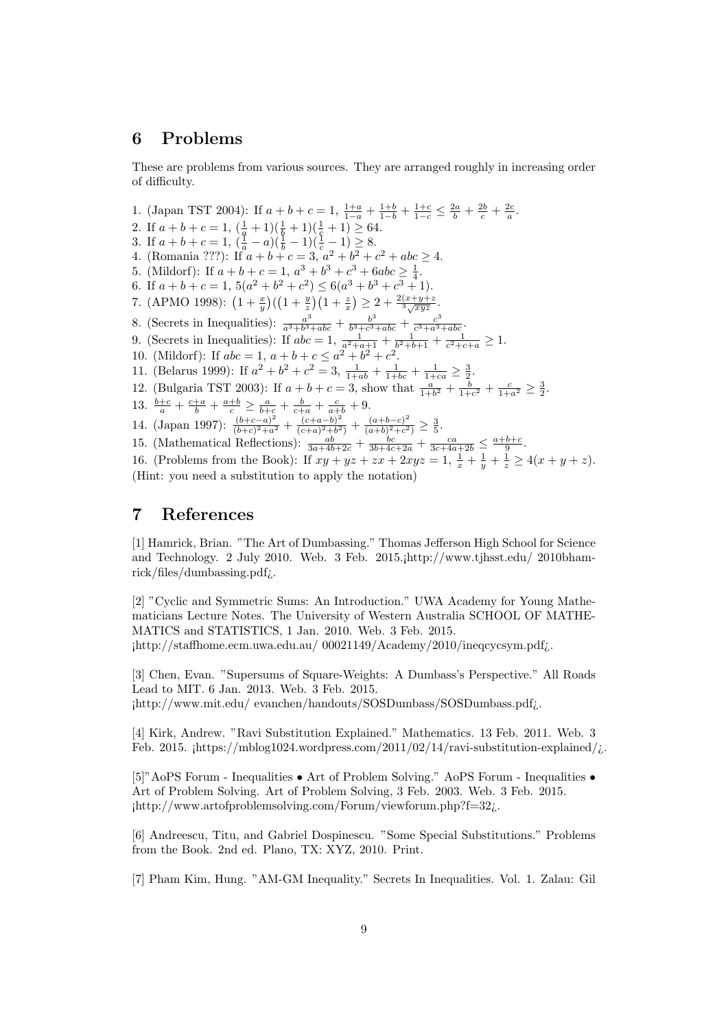## 6 Problems

These are problems from various sources. They are arranged roughly in increasing order of difficulty.

1. (Japan TST 2004): If $a+b+c=1$, $\frac{1+a}{1-a}+\frac{1+b}{1-b}+\frac{1+c}{1-c}\leq\frac{2a}{b}+\frac{2b}{c}+\frac{2c}{a}$.
2. If $a+b+c=1$, $(\frac{1}{a}+1)(\frac{1}{b}+1)(\frac{1}{c}+1)\geq 64$.
3. If $a+b+c=1$, $(\frac{1}{a}-a)(\frac{1}{b}-1)(\frac{1}{c}-1)\geq 8$.
4. (Romania ???): If $a+b+c=3$, $a^2+b^2+c^2+abc\geq 4$.
5. (Mildorf): If $a+b+c=1$, $a^3+b^3+c^3+6abc\geq\frac{1}{4}$.
6. If $a+b+c=1$, $5(a^2+b^2+c^2)\leq 6(a^3+b^3+c^3+1)$.
7. (APMO 1998): $\left(1+\frac{x}{y}\right)(\left(1+\frac{y}{z}\right)\left(1+\frac{z}{x}\right)\geq 2+\frac{2(x+y+z)}{\sqrt[3]{xyz}}$.
8. (Secrets in Inequalities): $\frac{a^3}{a^3+b^3+abc}+\frac{b^3}{b^3+c^3+abc}+\frac{c^3}{c^3+a^3+abc}$.
9. (Secrets in Inequalities): If $abc=1$, $\frac{1}{a^2+a+1}+\frac{1}{b^2+b+1}+\frac{1}{c^2+c+a}\geq 1$.
10. (Mildorf): If $abc=1$, $a+b+c\leq a^2+b^2+c^2$.
11. (Belarus 1999): If $a^2+b^2+c^2=3$, $\frac{1}{1+ab}+\frac{1}{1+bc}+\frac{1}{1+ca}\geq\frac{3}{2}$.
12. (Bulgaria TST 2003): If $a+b+c=3$, show that $\frac{a}{1+b^2}+\frac{b}{1+c^2}+\frac{c}{1+a^2}\geq\frac{3}{2}$.
13. $\frac{b+c}{a}+\frac{c+a}{b}+\frac{a+b}{c}\geq\frac{a}{b+c}+\frac{b}{c+a}+\frac{c}{a+b}+9$.
14. (Japan 1997): $\frac{(b+c-a)^2}{(b+c)^2+a^2}+\frac{(c+a-b)^2}{(c+a)^2+b^2)}+\frac{(a+b-c)^2}{(a+b)^2+c^2)}\geq\frac{3}{5}$.
15. (Mathematical Reflections): $\frac{ab}{3a+4b+2c}+\frac{bc}{3b+4c+2a}+\frac{ca}{3c+4a+2b}\leq\frac{a+b+c}{9}$.
16. (Problems from the Book): If $xy+yz+zx+2xyz=1$, $\frac{1}{x}+\frac{1}{y}+\frac{1}{z}\geq 4(x+y+z)$.

(Hint: you need a substitution to apply the notation)

## 7 References

[1] Hamrick, Brian. "The Art of Dumbassing." Thomas Jefferson High School for Science and Technology. 2 July 2010. Web. 3 Feb. 2015.¡http://www.tjhsst.edu/ 2010bhamrick/files/dumbassing.pdf¿.

[2] "Cyclic and Symmetric Sums: An Introduction." UWA Academy for Young Mathematicians Lecture Notes. The University of Western Australia SCHOOL OF MATHEMATICS and STATISTICS, 1 Jan. 2010. Web. 3 Feb. 2015.
¡http://staffhome.ecm.uwa.edu.au/ 00021149/Academy/2010/ineqcycsym.pdf¿.

[3] Chen, Evan. "Supersums of Square-Weights: A Dumbass's Perspective." All Roads Lead to MIT. 6 Jan. 2013. Web. 3 Feb. 2015.
¡http://www.mit.edu/ evanchen/handouts/SOSDumbass/SOSDumbass.pdf¿.

[4] Kirk, Andrew. "Ravi Substitution Explained." Mathematics. 13 Feb. 2011. Web. 3 Feb. 2015. ¡https://mblog1024.wordpress.com/2011/02/14/ravi-substitution-explained/¿.

[5]"AoPS Forum - Inequalities • Art of Problem Solving." AoPS Forum - Inequalities • Art of Problem Solving. Art of Problem Solving, 3 Feb. 2003. Web. 3 Feb. 2015.
¡http://www.artofproblemsolving.com/Forum/viewforum.php?f=32¿.

[6] Andreescu, Titu, and Gabriel Dospinescu. "Some Special Substitutions." Problems from the Book. 2nd ed. Plano, TX: XYZ, 2010. Print.

[7] Pham Kim, Hung. "AM-GM Inequality." Secrets In Inequalities. Vol. 1. Zalau: Gil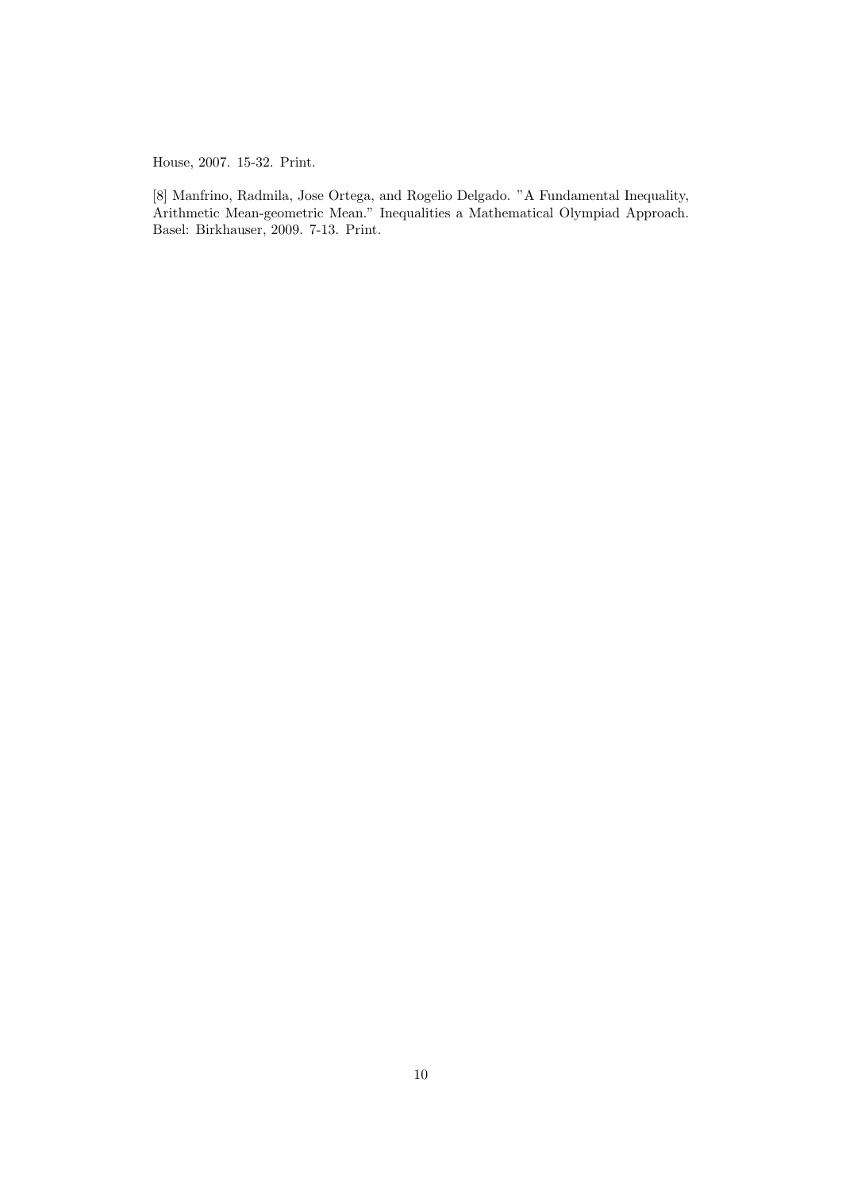House, 2007. 15-32. Print.

[8] Manfrino, Radmila, Jose Ortega, and Rogelio Delgado. "A Fundamental Inequality, Arithmetic Mean-geometric Mean." Inequalities a Mathematical Olympiad Approach. Basel: Birkhauser, 2009. 7-13. Print.